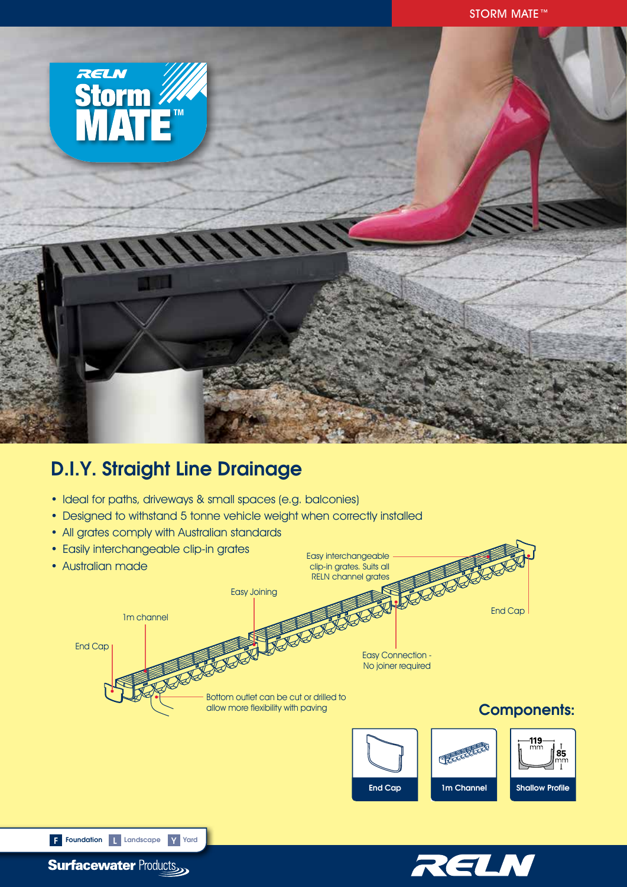# RELN Storm MATE™

## D.I.Y. Straight Line Drainage

- Ideal for paths, driveways & small spaces (e.g. balconies)
- Designed to withstand 5 tonne vehicle weight when correctly installed
- All grates comply with Australian standards
- Easily interchangeable clip-in grates
- Australian made

End Cap

1m channel

Easy Joining

Easy interchangeable clip-in grates. Suits all RELN channel grates

End Cap

Easy Connection - No joiner required

Bottom outlet can be cut or drilled to allow more flexibility with paving

### Components:

End Cap

1m Channel

Shallow Profile (119 mm × 85 mm)

F Foundation L Landscape Y Yard

Surfacewater Products

RELN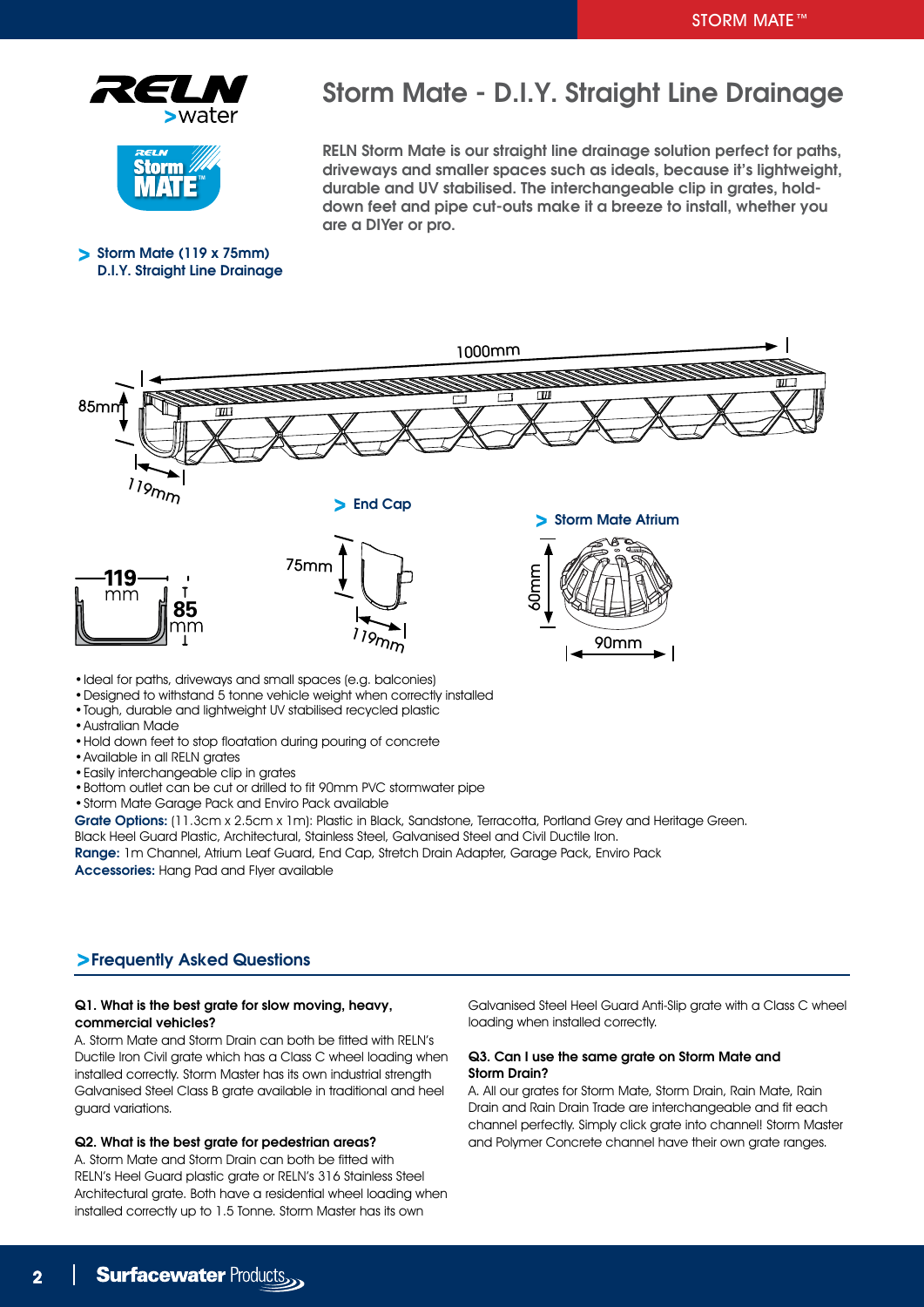# Storm Mate - D.I.Y. Straight Line Drainage

RELN Storm Mate is our straight line drainage solution perfect for paths, driveways and smaller spaces such as ideals, because it's lightweight, durable and UV stabilised. The interchangeable clip in grates, hold-down feet and pipe cut-outs make it a breeze to install, whether you are a DIYer or pro.

> Storm Mate (119 x 75mm)
> D.I.Y. Straight Line Drainage

1000mm

85mm

119mm

> End Cap

75mm

119mm

> Storm Mate Atrium

60mm

90mm

119 mm

85 mm

- Ideal for paths, driveways and small spaces (e.g. balconies)
- Designed to withstand 5 tonne vehicle weight when correctly installed
- Tough, durable and lightweight UV stabilised recycled plastic
- Australian Made
- Hold down feet to stop floatation during pouring of concrete
- Available in all RELN grates
- Easily interchangeable clip in grates
- Bottom outlet can be cut or drilled to fit 90mm PVC stormwater pipe
- Storm Mate Garage Pack and Enviro Pack available

**Grate Options:** (11.3cm x 2.5cm x 1m): Plastic in Black, Sandstone, Terracotta, Portland Grey and Heritage Green. Black Heel Guard Plastic, Architectural, Stainless Steel, Galvanised Steel and Civil Ductile Iron.

**Range:** 1m Channel, Atrium Leaf Guard, End Cap, Stretch Drain Adapter, Garage Pack, Enviro Pack

**Accessories:** Hang Pad and Flyer available

## > Frequently Asked Questions

**Q1. What is the best grate for slow moving, heavy, commercial vehicles?**
A. Storm Mate and Storm Drain can both be fitted with RELN's Ductile Iron Civil grate which has a Class C wheel loading when installed correctly. Storm Master has its own industrial strength Galvanised Steel Class B grate available in traditional and heel guard variations.

**Q2. What is the best grate for pedestrian areas?**
A. Storm Mate and Storm Drain can both be fitted with RELN's Heel Guard plastic grate or RELN's 316 Stainless Steel Architectural grate. Both have a residential wheel loading when installed correctly up to 1.5 Tonne. Storm Master has its own Galvanised Steel Heel Guard Anti-Slip grate with a Class C wheel loading when installed correctly.

**Q3. Can I use the same grate on Storm Mate and Storm Drain?**
A. All our grates for Storm Mate, Storm Drain, Rain Mate, Rain Drain and Rain Drain Trade are interchangeable and fit each channel perfectly. Simply click grate into channel! Storm Master and Polymer Concrete channel have their own grate ranges.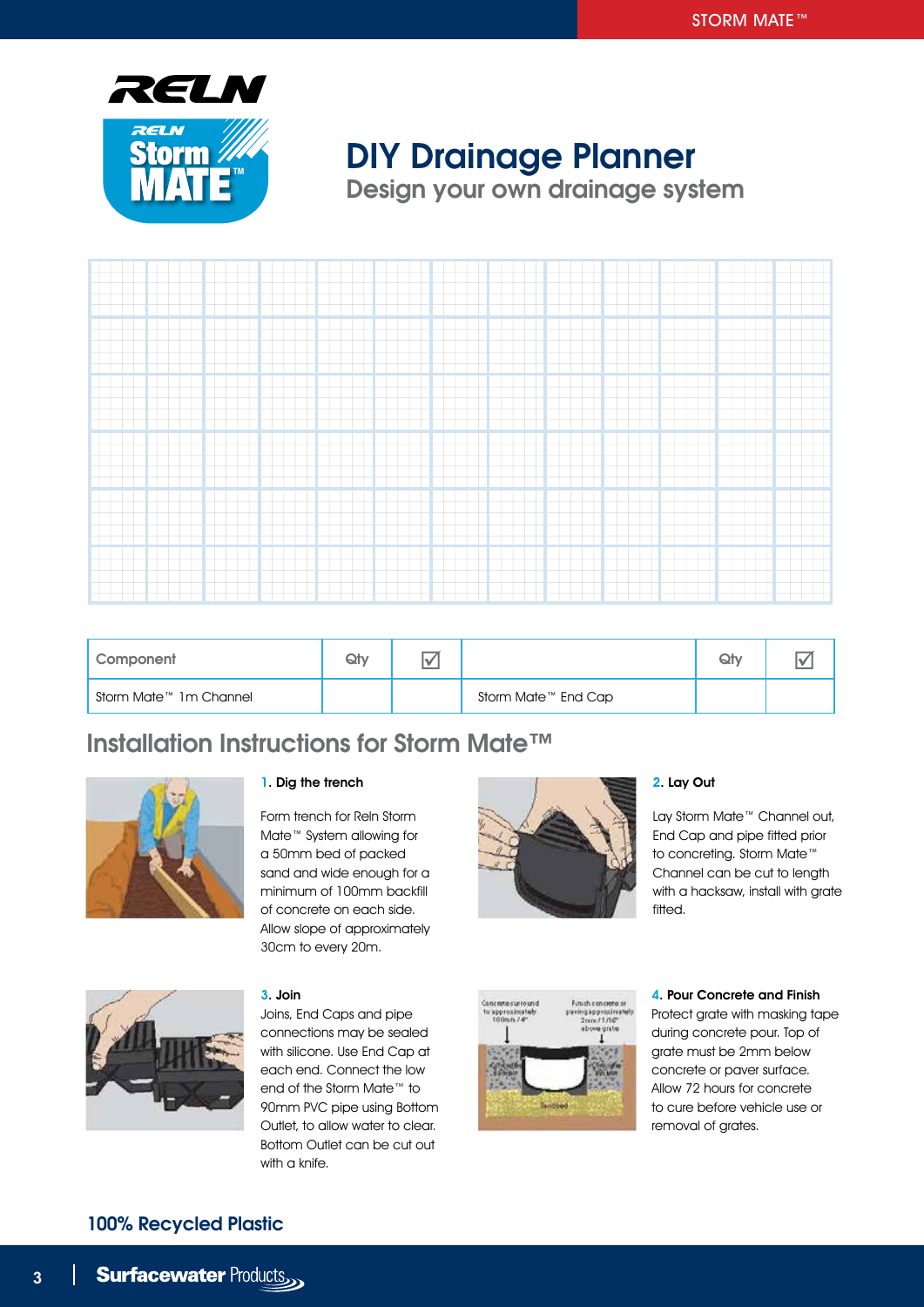# DIY Drainage Planner

## Design your own drainage system

| Component | Qty | ☑ | | Qty | ☑ |
|---|---|---|---|---|---|
| Storm Mate™ 1m Channel | | | Storm Mate™ End Cap | | |

## Installation Instructions for Storm Mate™

**1. Dig the trench**

Form trench for Reln Storm Mate™ System allowing for a 50mm bed of packed sand and wide enough for a minimum of 100mm backfill of concrete on each side. Allow slope of approximately 30cm to every 20m.

**2. Lay Out**

Lay Storm Mate™ Channel out, End Cap and pipe fitted prior to concreting. Storm Mate™ Channel can be cut to length with a hacksaw, install with grate fitted.

**3. Join**

Joins, End Caps and pipe connections may be sealed with silicone. Use End Cap at each end. Connect the low end of the Storm Mate™ to 90mm PVC pipe using Bottom Outlet, to allow water to clear. Bottom Outlet can be cut out with a knife.

**4. Pour Concrete and Finish**

Protect grate with masking tape during concrete pour. Top of grate must be 2mm below concrete or paver surface. Allow 72 hours for concrete to cure before vehicle use or removal of grates.

**100% Recycled Plastic**